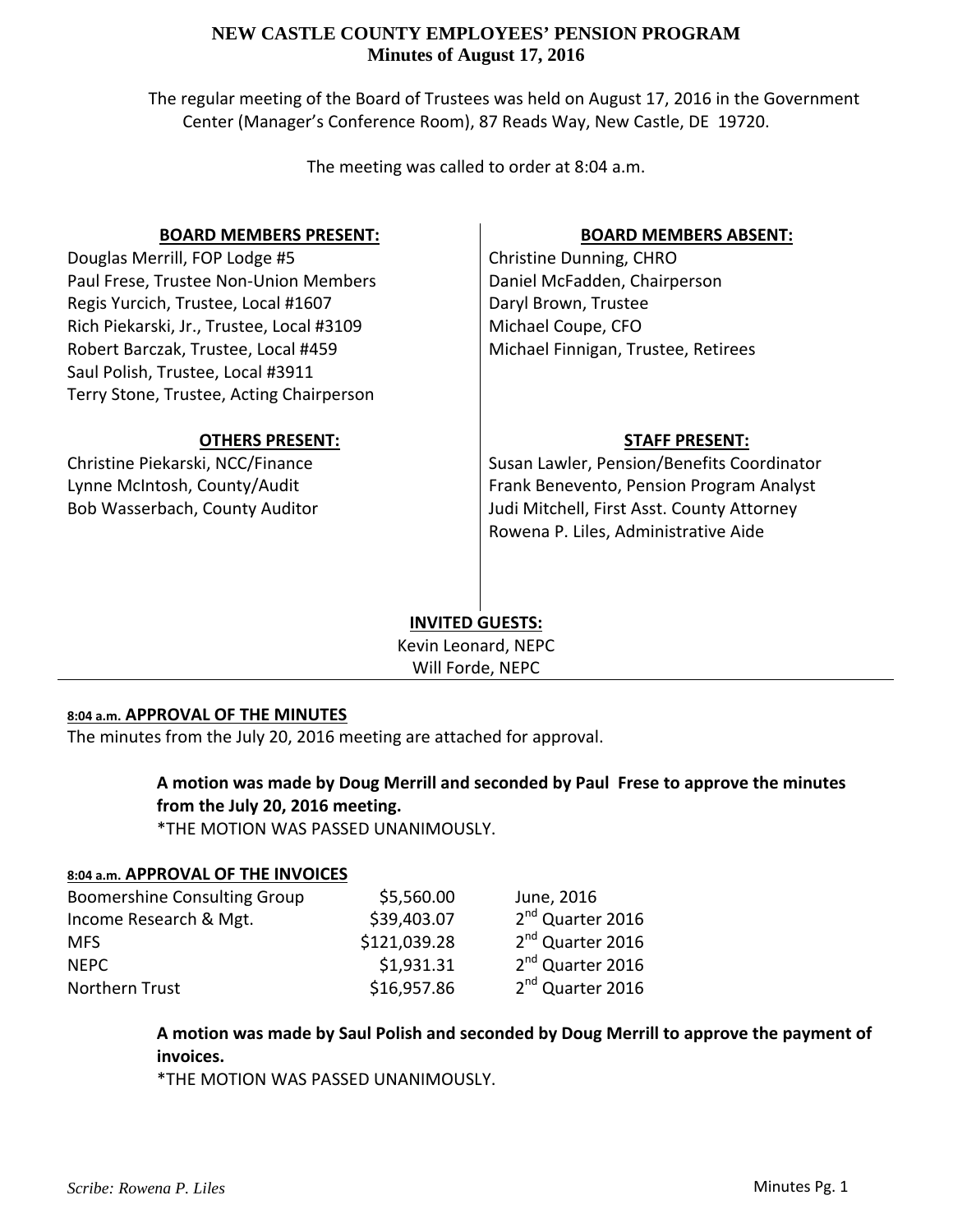# NEW CASTLE COUNTY EMPLOYEES' PENSION PROGRAM
## Minutes of August 17, 2016

The regular meeting of the Board of Trustees was held on August 17, 2016 in the Government Center (Manager's Conference Room), 87 Reads Way, New Castle, DE 19720.

The meeting was called to order at 8:04 a.m.

**BOARD MEMBERS PRESENT:**

Douglas Merrill, FOP Lodge #5
Paul Frese, Trustee Non-Union Members
Regis Yurcich, Trustee, Local #1607
Rich Piekarski, Jr., Trustee, Local #3109
Robert Barczak, Trustee, Local #459
Saul Polish, Trustee, Local #3911
Terry Stone, Trustee, Acting Chairperson

**BOARD MEMBERS ABSENT:**

Christine Dunning, CHRO
Daniel McFadden, Chairperson
Daryl Brown, Trustee
Michael Coupe, CFO
Michael Finnigan, Trustee, Retirees

**OTHERS PRESENT:**

Christine Piekarski, NCC/Finance
Lynne McIntosh, County/Audit
Bob Wasserbach, County Auditor

**STAFF PRESENT:**

Susan Lawler, Pension/Benefits Coordinator
Frank Benevento, Pension Program Analyst
Judi Mitchell, First Asst. County Attorney
Rowena P. Liles, Administrative Aide

**INVITED GUESTS:**

Kevin Leonard, NEPC
Will Forde, NEPC

---

**8:04 a.m. APPROVAL OF THE MINUTES**

The minutes from the July 20, 2016 meeting are attached for approval.

> **A motion was made by Doug Merrill and seconded by Paul Frese to approve the minutes from the July 20, 2016 meeting.**
> *THE MOTION WAS PASSED UNANIMOUSLY.

**8:04 a.m. APPROVAL OF THE INVOICES**

| | | |
|---|---|---|
| Boomershine Consulting Group | $5,560.00 | June, 2016 |
| Income Research & Mgt. | $39,403.07 | 2nd Quarter 2016 |
| MFS | $121,039.28 | 2nd Quarter 2016 |
| NEPC | $1,931.31 | 2nd Quarter 2016 |
| Northern Trust | $16,957.86 | 2nd Quarter 2016 |

> **A motion was made by Saul Polish and seconded by Doug Merrill to approve the payment of invoices.**
> *THE MOTION WAS PASSED UNANIMOUSLY.

*Scribe: Rowena P. Liles*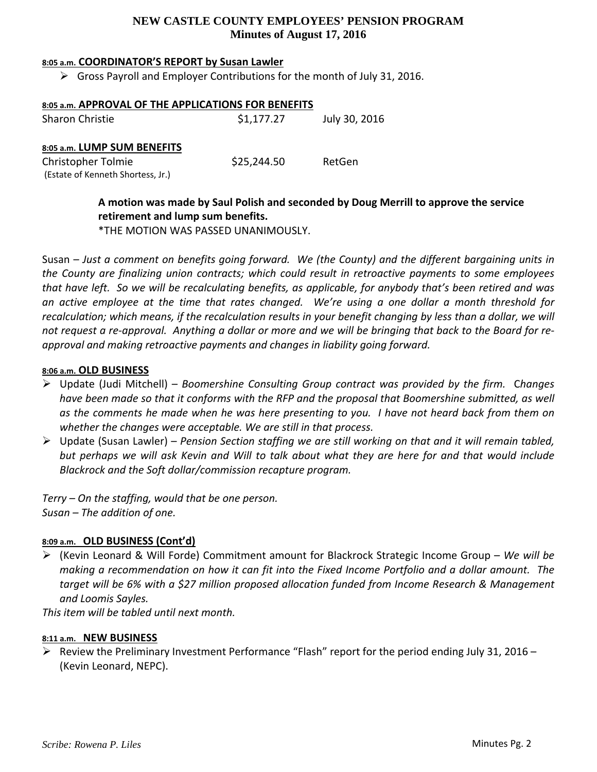**NEW CASTLE COUNTY EMPLOYEES' PENSION PROGRAM**
**Minutes of August 17, 2016**

**8:05 a.m. COORDINATOR'S REPORT by Susan Lawler**

- Gross Payroll and Employer Contributions for the month of July 31, 2016.

**8:05 a.m. APPROVAL OF THE APPLICATIONS FOR BENEFITS**

| | | |
|---|---|---|
| Sharon Christie | $1,177.27 | July 30, 2016 |

**8:05 a.m. LUMP SUM BENEFITS**

| | | |
|---|---|---|
| Christopher Tolmie (Estate of Kenneth Shortess, Jr.) | $25,244.50 | RetGen |

> **A motion was made by Saul Polish and seconded by Doug Merrill to approve the service retirement and lump sum benefits.**
> *THE MOTION WAS PASSED UNANIMOUSLY.

Susan – *Just a comment on benefits going forward. We (the County) and the different bargaining units in the County are finalizing union contracts; which could result in retroactive payments to some employees that have left. So we will be recalculating benefits, as applicable, for anybody that's been retired and was an active employee at the time that rates changed. We're using a one dollar a month threshold for recalculation; which means, if the recalculation results in your benefit changing by less than a dollar, we will not request a re-approval. Anything a dollar or more and we will be bringing that back to the Board for re-approval and making retroactive payments and changes in liability going forward.*

**8:06 a.m. OLD BUSINESS**

- Update (Judi Mitchell) – *Boomershine Consulting Group contract was provided by the firm. Changes have been made so that it conforms with the RFP and the proposal that Boomershine submitted, as well as the comments he made when he was here presenting to you. I have not heard back from them on whether the changes were acceptable. We are still in that process.*
- Update (Susan Lawler) – *Pension Section staffing we are still working on that and it will remain tabled, but perhaps we will ask Kevin and Will to talk about what they are here for and that would include Blackrock and the Soft dollar/commission recapture program.*

*Terry – On the staffing, would that be one person.*
*Susan – The addition of one.*

**8:09 a.m. OLD BUSINESS (Cont'd)**

- (Kevin Leonard & Will Forde) Commitment amount for Blackrock Strategic Income Group – *We will be making a recommendation on how it can fit into the Fixed Income Portfolio and a dollar amount. The target will be 6% with a $27 million proposed allocation funded from Income Research & Management and Loomis Sayles.*

*This item will be tabled until next month.*

**8:11 a.m. NEW BUSINESS**

- Review the Preliminary Investment Performance "Flash" report for the period ending July 31, 2016 – (Kevin Leonard, NEPC).

*Scribe: Rowena P. Liles*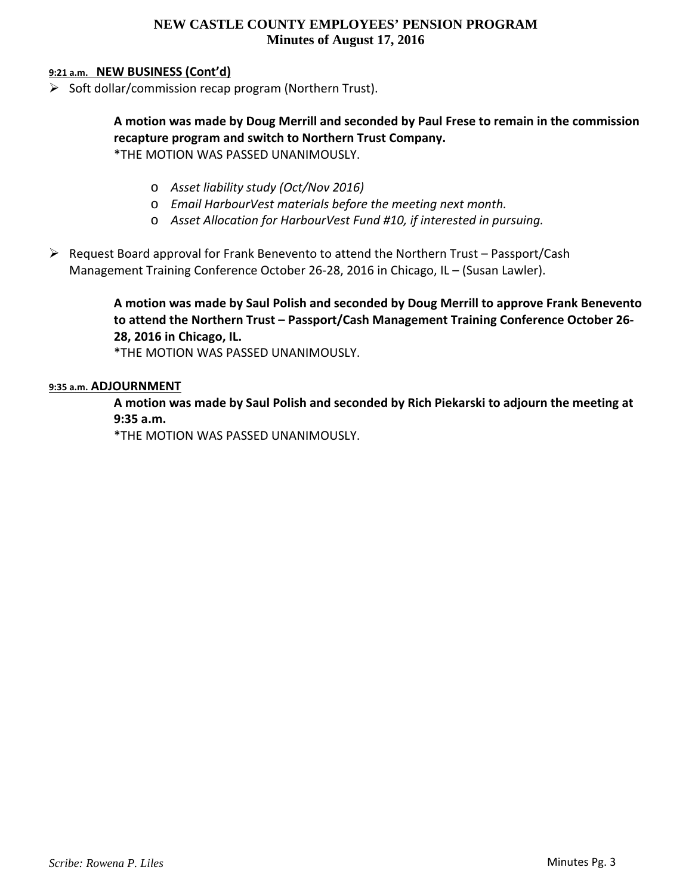**9:21 a.m.** **NEW BUSINESS (Cont'd)**

- Soft dollar/commission recap program (Northern Trust).

**A motion was made by Doug Merrill and seconded by Paul Frese to remain in the commission recapture program and switch to Northern Trust Company.**
*THE MOTION WAS PASSED UNANIMOUSLY.

  - *Asset liability study (Oct/Nov 2016)*
  - *Email HarbourVest materials before the meeting next month.*
  - *Asset Allocation for HarbourVest Fund #10, if interested in pursuing.*

- Request Board approval for Frank Benevento to attend the Northern Trust – Passport/Cash Management Training Conference October 26-28, 2016 in Chicago, IL – (Susan Lawler).

**A motion was made by Saul Polish and seconded by Doug Merrill to approve Frank Benevento to attend the Northern Trust – Passport/Cash Management Training Conference October 26-28, 2016 in Chicago, IL.**
*THE MOTION WAS PASSED UNANIMOUSLY.

**9:35 a.m.** **ADJOURNMENT**

**A motion was made by Saul Polish and seconded by Rich Piekarski to adjourn the meeting at 9:35 a.m.**
*THE MOTION WAS PASSED UNANIMOUSLY.

*Scribe: Rowena P. Liles*